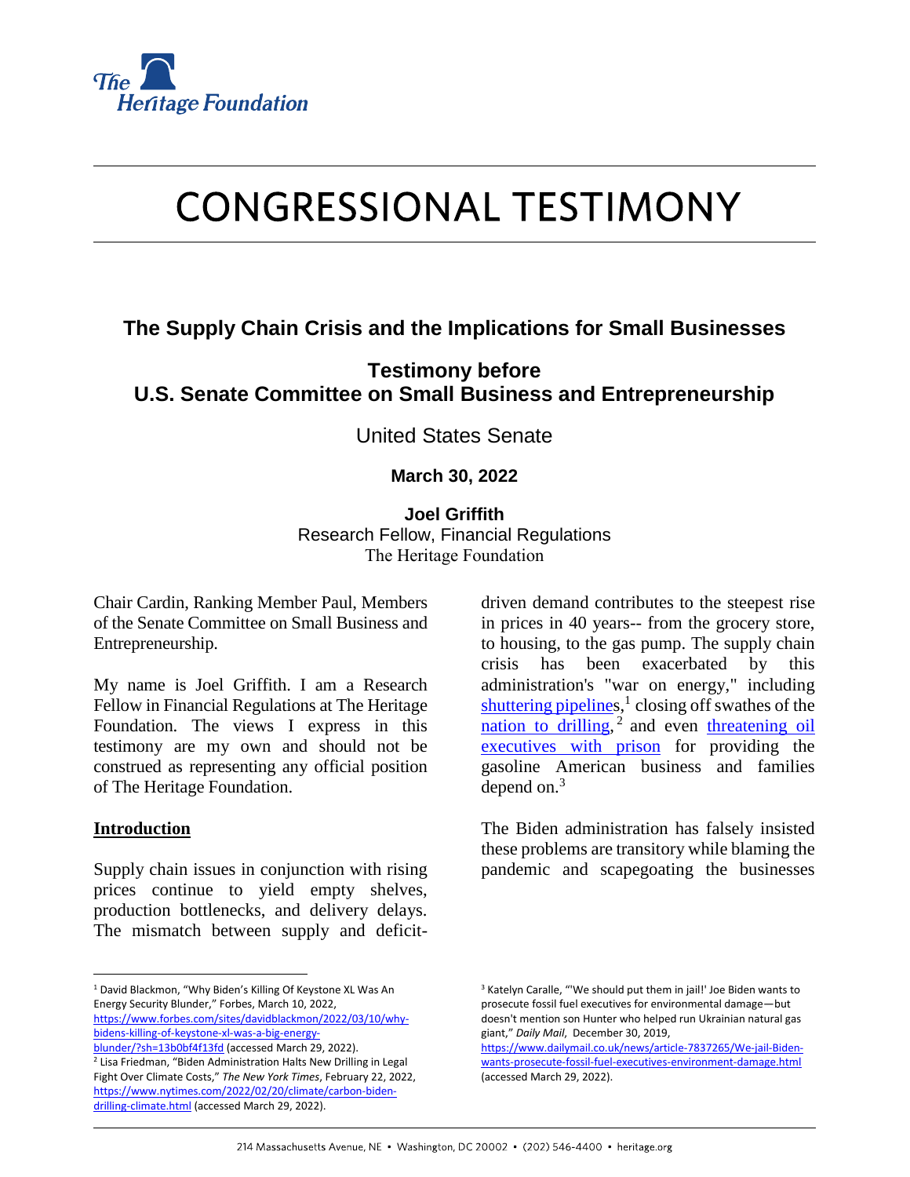# CONGRESSIONAL TESTIMONY

## The Supply Chain Crisis and the Implications for Small Businesses

### Testimony before U.S. Senate Committee on Small Business and Entrepreneurship

United States Senate

**March 30, 2022**

**Joel Griffith**
Research Fellow, Financial Regulations
The Heritage Foundation

Chair Cardin, Ranking Member Paul, Members of the Senate Committee on Small Business and Entrepreneurship.

My name is Joel Griffith. I am a Research Fellow in Financial Regulations at The Heritage Foundation. The views I express in this testimony are my own and should not be construed as representing any official position of The Heritage Foundation.

**Introduction**

Supply chain issues in conjunction with rising prices continue to yield empty shelves, production bottlenecks, and delivery delays. The mismatch between supply and deficit-driven demand contributes to the steepest rise in prices in 40 years-- from the grocery store, to housing, to the gas pump. The supply chain crisis has been exacerbated by this administration's "war on energy," including shuttering pipelines,[1] closing off swathes of the nation to drilling,[2] and even threatening oil executives with prison for providing the gasoline American business and families depend on.[3]

The Biden administration has falsely insisted these problems are transitory while blaming the pandemic and scapegoating the businesses

---

[1] David Blackmon, "Why Biden's Killing Of Keystone XL Was An Energy Security Blunder," Forbes, March 10, 2022, https://www.forbes.com/sites/davidblackmon/2022/03/10/why-bidens-killing-of-keystone-xl-was-a-big-energy-blunder/?sh=13b0bf4f13fd (accessed March 29, 2022).

[2] Lisa Friedman, "Biden Administration Halts New Drilling in Legal Fight Over Climate Costs," *The New York Times*, February 22, 2022, https://www.nytimes.com/2022/02/20/climate/carbon-biden-drilling-climate.html (accessed March 29, 2022).

[3] Katelyn Caralle, "'We should put them in jail!' Joe Biden wants to prosecute fossil fuel executives for environmental damage—but doesn't mention son Hunter who helped run Ukrainian natural gas giant," *Daily Mail*, December 30, 2019, https://www.dailymail.co.uk/news/article-7837265/We-jail-Biden-wants-prosecute-fossil-fuel-executives-environment-damage.html (accessed March 29, 2022).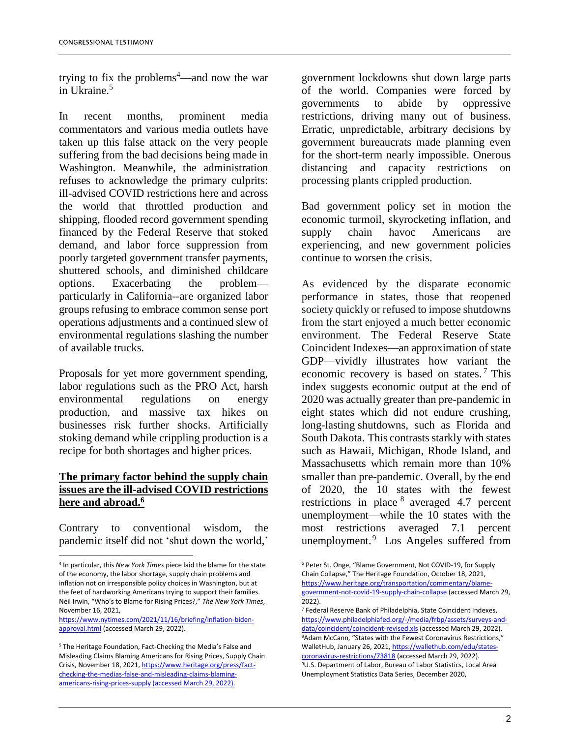trying to fix the problems[4]—and now the war in Ukraine.[5]

In recent months, prominent media commentators and various media outlets have taken up this false attack on the very people suffering from the bad decisions being made in Washington. Meanwhile, the administration refuses to acknowledge the primary culprits: ill-advised COVID restrictions here and across the world that throttled production and shipping, flooded record government spending financed by the Federal Reserve that stoked demand, and labor force suppression from poorly targeted government transfer payments, shuttered schools, and diminished childcare options. Exacerbating the problem—particularly in California--are organized labor groups refusing to embrace common sense port operations adjustments and a continued slew of environmental regulations slashing the number of available trucks.

Proposals for yet more government spending, labor regulations such as the PRO Act, harsh environmental regulations on energy production, and massive tax hikes on businesses risk further shocks. Artificially stoking demand while crippling production is a recipe for both shortages and higher prices.

**The primary factor behind the supply chain issues are the ill-advised COVID restrictions here and abroad.[6]**

Contrary to conventional wisdom, the pandemic itself did not 'shut down the world,' government lockdowns shut down large parts of the world. Companies were forced by governments to abide by oppressive restrictions, driving many out of business. Erratic, unpredictable, arbitrary decisions by government bureaucrats made planning even for the short-term nearly impossible. Onerous distancing and capacity restrictions on processing plants crippled production.

Bad government policy set in motion the economic turmoil, skyrocketing inflation, and supply chain havoc Americans are experiencing, and new government policies continue to worsen the crisis.

As evidenced by the disparate economic performance in states, those that reopened society quickly or refused to impose shutdowns from the start enjoyed a much better economic environment. The Federal Reserve State Coincident Indexes—an approximation of state GDP—vividly illustrates how variant the economic recovery is based on states.[7] This index suggests economic output at the end of 2020 was actually greater than pre-pandemic in eight states which did not endure crushing, long-lasting shutdowns, such as Florida and South Dakota. This contrasts starkly with states such as Hawaii, Michigan, Rhode Island, and Massachusetts which remain more than 10% smaller than pre-pandemic. Overall, by the end of 2020, the 10 states with the fewest restrictions in place[8] averaged 4.7 percent unemployment—while the 10 states with the most restrictions averaged 7.1 percent unemployment.[9] Los Angeles suffered from

---

[4] In particular, this *New York Times* piece laid the blame for the state of the economy, the labor shortage, supply chain problems and inflation not on irresponsible policy choices in Washington, but at the feet of hardworking Americans trying to support their families. Neil Irwin, "Who's to Blame for Rising Prices?," *The New York Times*, November 16, 2021, https://www.nytimes.com/2021/11/16/briefing/inflation-biden-approval.html (accessed March 29, 2022).

[5] The Heritage Foundation, Fact-Checking the Media's False and Misleading Claims Blaming Americans for Rising Prices, Supply Chain Crisis, November 18, 2021, https://www.heritage.org/press/fact-checking-the-medias-false-and-misleading-claims-blaming-americans-rising-prices-supply (accessed March 29, 2022).

[6] Peter St. Onge, "Blame Government, Not COVID-19, for Supply Chain Collapse," The Heritage Foundation, October 18, 2021, https://www.heritage.org/transportation/commentary/blame-government-not-covid-19-supply-chain-collapse (accessed March 29, 2022).

[7] Federal Reserve Bank of Philadelphia, State Coincident Indexes, https://www.philadelphiafed.org/-/media/frbp/assets/surveys-and-data/coincident/coincident-revised.xls (accessed March 29, 2022).

[8] Adam McCann, "States with the Fewest Coronavirus Restrictions," WalletHub, January 26, 2021, https://wallethub.com/edu/states-coronavirus-restrictions/73818 (accessed March 29, 2022).

[9] U.S. Department of Labor, Bureau of Labor Statistics, Local Area Unemployment Statistics Data Series, December 2020,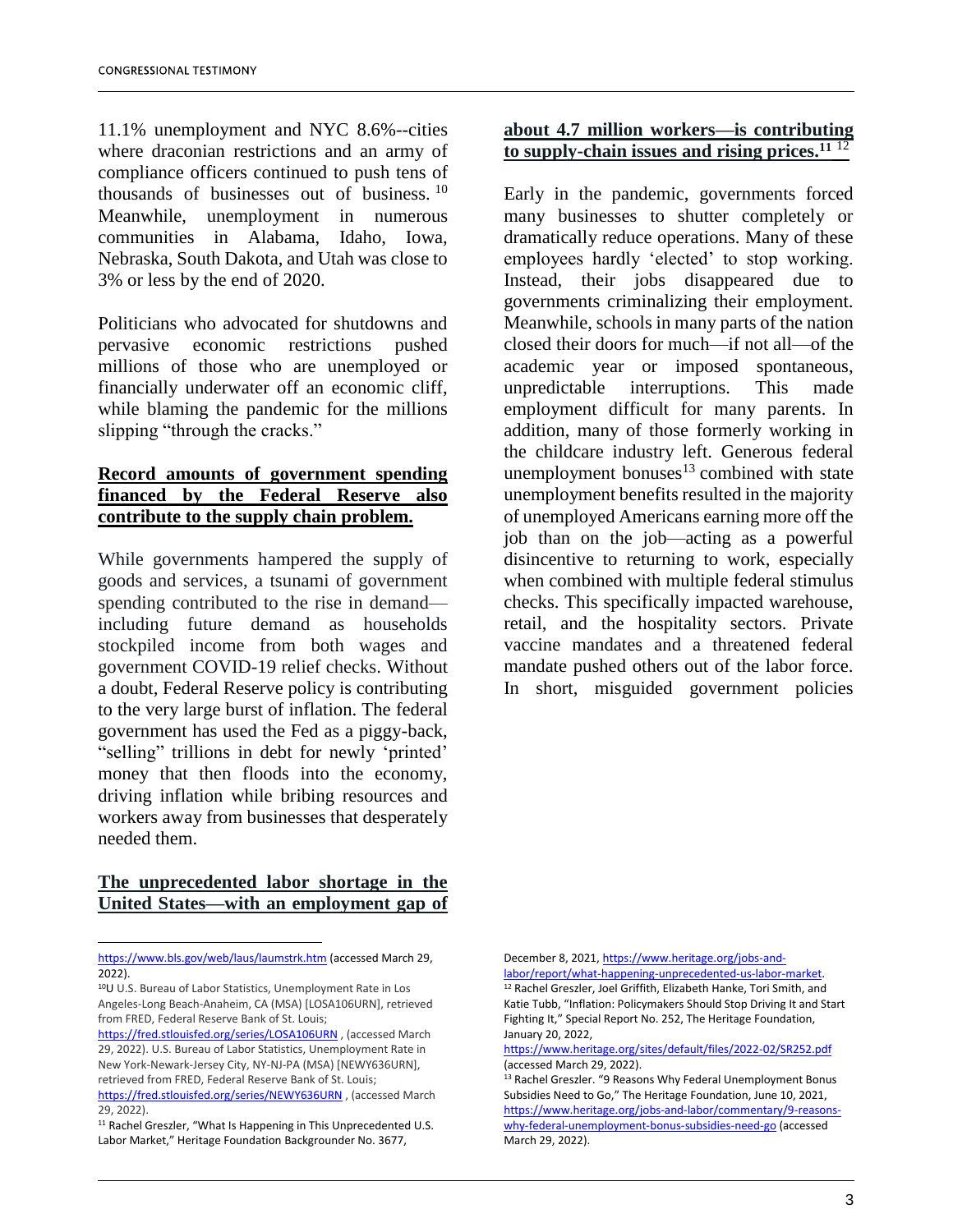11.1% unemployment and NYC 8.6%--cities where draconian restrictions and an army of compliance officers continued to push tens of thousands of businesses out of business.[10] Meanwhile, unemployment in numerous communities in Alabama, Idaho, Iowa, Nebraska, South Dakota, and Utah was close to 3% or less by the end of 2020.

Politicians who advocated for shutdowns and pervasive economic restrictions pushed millions of those who are unemployed or financially underwater off an economic cliff, while blaming the pandemic for the millions slipping "through the cracks."

**Record amounts of government spending financed by the Federal Reserve also contribute to the supply chain problem.**

While governments hampered the supply of goods and services, a tsunami of government spending contributed to the rise in demand—including future demand as households stockpiled income from both wages and government COVID-19 relief checks. Without a doubt, Federal Reserve policy is contributing to the very large burst of inflation. The federal government has used the Fed as a piggy-back, "selling" trillions in debt for newly 'printed' money that then floods into the economy, driving inflation while bribing resources and workers away from businesses that desperately needed them.

**The unprecedented labor shortage in the United States—with an employment gap of about 4.7 million workers—is contributing to supply-chain issues and rising prices.[11] [12]**

Early in the pandemic, governments forced many businesses to shutter completely or dramatically reduce operations. Many of these employees hardly 'elected' to stop working. Instead, their jobs disappeared due to governments criminalizing their employment. Meanwhile, schools in many parts of the nation closed their doors for much—if not all—of the academic year or imposed spontaneous, unpredictable interruptions. This made employment difficult for many parents. In addition, many of those formerly working in the childcare industry left. Generous federal unemployment bonuses[13] combined with state unemployment benefits resulted in the majority of unemployed Americans earning more off the job than on the job—acting as a powerful disincentive to returning to work, especially when combined with multiple federal stimulus checks. This specifically impacted warehouse, retail, and the hospitality sectors. Private vaccine mandates and a threatened federal mandate pushed others out of the labor force. In short, misguided government policies

---

https://www.bls.gov/web/laus/laumstrk.htm (accessed March 29, 2022).

[10] U U.S. Bureau of Labor Statistics, Unemployment Rate in Los Angeles-Long Beach-Anaheim, CA (MSA) [LOSA106URN], retrieved from FRED, Federal Reserve Bank of St. Louis; https://fred.stlouisfed.org/series/LOSA106URN , (accessed March 29, 2022). U.S. Bureau of Labor Statistics, Unemployment Rate in New York-Newark-Jersey City, NY-NJ-PA (MSA) [NEWY636URN], retrieved from FRED, Federal Reserve Bank of St. Louis; https://fred.stlouisfed.org/series/NEWY636URN , (accessed March 29, 2022).

[11] Rachel Greszler, "What Is Happening in This Unprecedented U.S. Labor Market," Heritage Foundation Backgrounder No. 3677, December 8, 2021, https://www.heritage.org/jobs-and-labor/report/what-happening-unprecedented-us-labor-market.

[12] Rachel Greszler, Joel Griffith, Elizabeth Hanke, Tori Smith, and Katie Tubb, "Inflation: Policymakers Should Stop Driving It and Start Fighting It," Special Report No. 252, The Heritage Foundation, January 20, 2022, https://www.heritage.org/sites/default/files/2022-02/SR252.pdf (accessed March 29, 2022).

[13] Rachel Greszler. "9 Reasons Why Federal Unemployment Bonus Subsidies Need to Go," The Heritage Foundation, June 10, 2021, https://www.heritage.org/jobs-and-labor/commentary/9-reasons-why-federal-unemployment-bonus-subsidies-need-go (accessed March 29, 2022).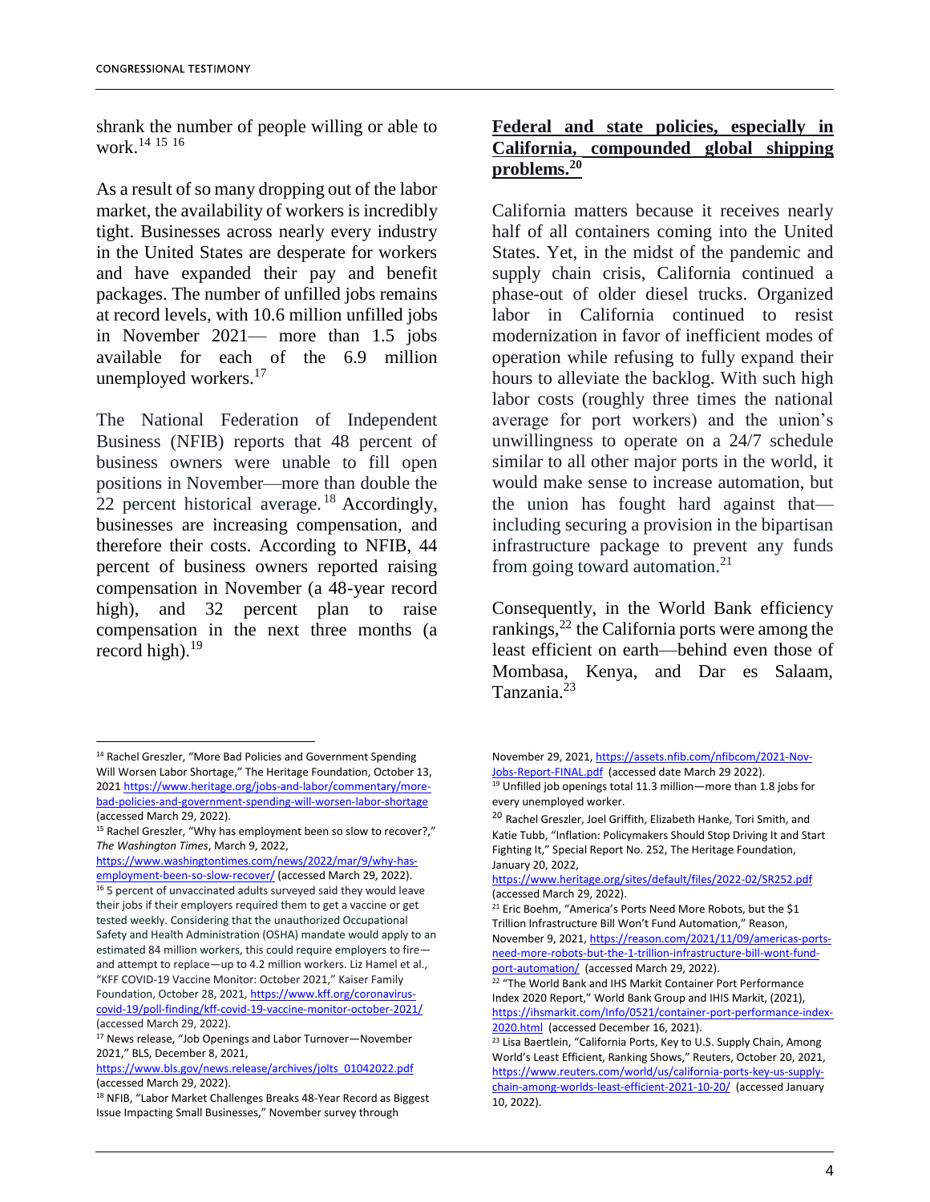shrank the number of people willing or able to work.[14] [15] [16]

As a result of so many dropping out of the labor market, the availability of workers is incredibly tight. Businesses across nearly every industry in the United States are desperate for workers and have expanded their pay and benefit packages. The number of unfilled jobs remains at record levels, with 10.6 million unfilled jobs in November 2021— more than 1.5 jobs available for each of the 6.9 million unemployed workers.[17]

The National Federation of Independent Business (NFIB) reports that 48 percent of business owners were unable to fill open positions in November—more than double the 22 percent historical average.[18] Accordingly, businesses are increasing compensation, and therefore their costs. According to NFIB, 44 percent of business owners reported raising compensation in November (a 48-year record high), and 32 percent plan to raise compensation in the next three months (a record high).[19]

**Federal and state policies, especially in California, compounded global shipping problems.[20]**

California matters because it receives nearly half of all containers coming into the United States. Yet, in the midst of the pandemic and supply chain crisis, California continued a phase-out of older diesel trucks. Organized labor in California continued to resist modernization in favor of inefficient modes of operation while refusing to fully expand their hours to alleviate the backlog. With such high labor costs (roughly three times the national average for port workers) and the union's unwillingness to operate on a 24/7 schedule similar to all other major ports in the world, it would make sense to increase automation, but the union has fought hard against that—including securing a provision in the bipartisan infrastructure package to prevent any funds from going toward automation.[21]

Consequently, in the World Bank efficiency rankings,[22] the California ports were among the least efficient on earth—behind even those of Mombasa, Kenya, and Dar es Salaam, Tanzania.[23]

---

[14] Rachel Greszler, "More Bad Policies and Government Spending Will Worsen Labor Shortage," The Heritage Foundation, October 13, 2021 https://www.heritage.org/jobs-and-labor/commentary/more-bad-policies-and-government-spending-will-worsen-labor-shortage (accessed March 29, 2022).

[15] Rachel Greszler, "Why has employment been so slow to recover?," *The Washington Times*, March 9, 2022, https://www.washingtontimes.com/news/2022/mar/9/why-has-employment-been-so-slow-to-recover/ (accessed March 29, 2022).

[16] 5 percent of unvaccinated adults surveyed said they would leave their jobs if their employers required them to get a vaccine or get tested weekly. Considering that the unauthorized Occupational Safety and Health Administration (OSHA) mandate would apply to an estimated 84 million workers, this could require employers to fire—and attempt to replace—up to 4.2 million workers. Liz Hamel et al., "KFF COVID-19 Vaccine Monitor: October 2021," Kaiser Family Foundation, October 28, 2021, https://www.kff.org/coronavirus-covid-19/poll-finding/kff-covid-19-vaccine-monitor-october-2021/ (accessed March 29, 2022).

[17] News release, "Job Openings and Labor Turnover—November 2021," BLS, December 8, 2021, https://www.bls.gov/news.release/archives/jolts_01042022.pdf (accessed March 29, 2022).

[18] NFIB, "Labor Market Challenges Breaks 48-Year Record as Biggest Issue Impacting Small Businesses," November survey through November 29, 2021, https://assets.nfib.com/nfibcom/2021-Nov-Jobs-Report-FINAL.pdf (accessed date March 29 2022).

[19] Unfilled job openings total 11.3 million—more than 1.8 jobs for every unemployed worker.

[20] Rachel Greszler, Joel Griffith, Elizabeth Hanke, Tori Smith, and Katie Tubb, "Inflation: Policymakers Should Stop Driving It and Start Fighting It," Special Report No. 252, The Heritage Foundation, January 20, 2022, https://www.heritage.org/sites/default/files/2022-02/SR252.pdf (accessed March 29, 2022).

[21] Eric Boehm, "America's Ports Need More Robots, but the $1 Trillion Infrastructure Bill Won't Fund Automation," Reason, November 9, 2021, https://reason.com/2021/11/09/americas-ports-need-more-robots-but-the-1-trillion-infrastructure-bill-wont-fund-port-automation/ (accessed March 29, 2022).

[22] "The World Bank and IHS Markit Container Port Performance Index 2020 Report," World Bank Group and IHIS Markit, (2021), https://ihsmarkit.com/Info/0521/container-port-performance-index-2020.html (accessed December 16, 2021).

[23] Lisa Baertlein, "California Ports, Key to U.S. Supply Chain, Among World's Least Efficient, Ranking Shows," Reuters, October 20, 2021, https://www.reuters.com/world/us/california-ports-key-us-supply-chain-among-worlds-least-efficient-2021-10-20/ (accessed January 10, 2022).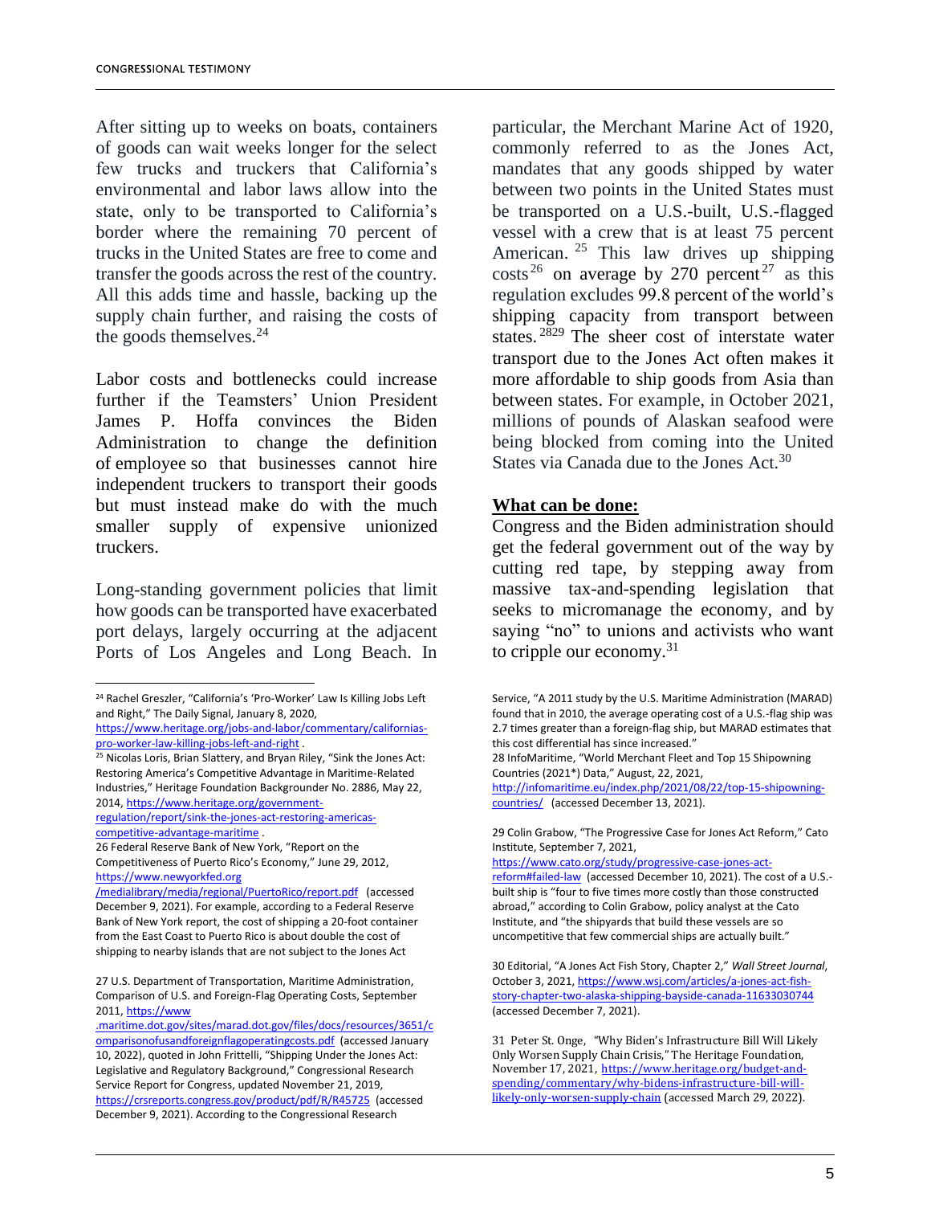After sitting up to weeks on boats, containers of goods can wait weeks longer for the select few trucks and truckers that California's environmental and labor laws allow into the state, only to be transported to California's border where the remaining 70 percent of trucks in the United States are free to come and transfer the goods across the rest of the country. All this adds time and hassle, backing up the supply chain further, and raising the costs of the goods themselves.[24]

Labor costs and bottlenecks could increase further if the Teamsters' Union President James P. Hoffa convinces the Biden Administration to change the definition of employee so that businesses cannot hire independent truckers to transport their goods but must instead make do with the much smaller supply of expensive unionized truckers.

Long-standing government policies that limit how goods can be transported have exacerbated port delays, largely occurring at the adjacent Ports of Los Angeles and Long Beach. In particular, the Merchant Marine Act of 1920, commonly referred to as the Jones Act, mandates that any goods shipped by water between two points in the United States must be transported on a U.S.-built, U.S.-flagged vessel with a crew that is at least 75 percent American.[25] This law drives up shipping costs[26] on average by 270 percent[27] as this regulation excludes 99.8 percent of the world's shipping capacity from transport between states.[28][29] The sheer cost of interstate water transport due to the Jones Act often makes it more affordable to ship goods from Asia than between states. For example, in October 2021, millions of pounds of Alaskan seafood were being blocked from coming into the United States via Canada due to the Jones Act.[30]

**What can be done:**

Congress and the Biden administration should get the federal government out of the way by cutting red tape, by stepping away from massive tax-and-spending legislation that seeks to micromanage the economy, and by saying "no" to unions and activists who want to cripple our economy.[31]

---

[24] Rachel Greszler, "California's 'Pro-Worker' Law Is Killing Jobs Left and Right," The Daily Signal, January 8, 2020, https://www.heritage.org/jobs-and-labor/commentary/californias-pro-worker-law-killing-jobs-left-and-right .

[25] Nicolas Loris, Brian Slattery, and Bryan Riley, "Sink the Jones Act: Restoring America's Competitive Advantage in Maritime-Related Industries," Heritage Foundation Backgrounder No. 2886, May 22, 2014, https://www.heritage.org/government-regulation/report/sink-the-jones-act-restoring-americas-competitive-advantage-maritime .

26 Federal Reserve Bank of New York, "Report on the Competitiveness of Puerto Rico's Economy," June 29, 2012, https://www.newyorkfed.org/medialibrary/media/regional/PuertoRico/report.pdf (accessed December 9, 2021). For example, according to a Federal Reserve Bank of New York report, the cost of shipping a 20-foot container from the East Coast to Puerto Rico is about double the cost of shipping to nearby islands that are not subject to the Jones Act

27 U.S. Department of Transportation, Maritime Administration, Comparison of U.S. and Foreign-Flag Operating Costs, September 2011, https://www.maritime.dot.gov/sites/marad.dot.gov/files/docs/resources/3651/comparisonofusandforeignflagoperatingcosts.pdf (accessed January 10, 2022), quoted in John Frittelli, "Shipping Under the Jones Act: Legislative and Regulatory Background," Congressional Research Service Report for Congress, updated November 21, 2019, https://crsreports.congress.gov/product/pdf/R/R45725 (accessed December 9, 2021). According to the Congressional Research Service, "A 2011 study by the U.S. Maritime Administration (MARAD) found that in 2010, the average operating cost of a U.S.-flag ship was 2.7 times greater than a foreign-flag ship, but MARAD estimates that this cost differential has since increased."

28 InfoMaritime, "World Merchant Fleet and Top 15 Shipowning Countries (2021*) Data," August, 22, 2021, http://infomaritime.eu/index.php/2021/08/22/top-15-shipowning-countries/ (accessed December 13, 2021).

29 Colin Grabow, "The Progressive Case for Jones Act Reform," Cato Institute, September 7, 2021, https://www.cato.org/study/progressive-case-jones-act-reform#failed-law (accessed December 10, 2021). The cost of a U.S.-built ship is "four to five times more costly than those constructed abroad," according to Colin Grabow, policy analyst at the Cato Institute, and "the shipyards that build these vessels are so uncompetitive that few commercial ships are actually built."

30 Editorial, "A Jones Act Fish Story, Chapter 2," *Wall Street Journal*, October 3, 2021, https://www.wsj.com/articles/a-jones-act-fish-story-chapter-two-alaska-shipping-bayside-canada-11633030744 (accessed December 7, 2021).

31 Peter St. Onge, "Why Biden's Infrastructure Bill Will Likely Only Worsen Supply Chain Crisis," The Heritage Foundation, November 17, 2021, https://www.heritage.org/budget-and-spending/commentary/why-bidens-infrastructure-bill-will-likely-only-worsen-supply-chain (accessed March 29, 2022).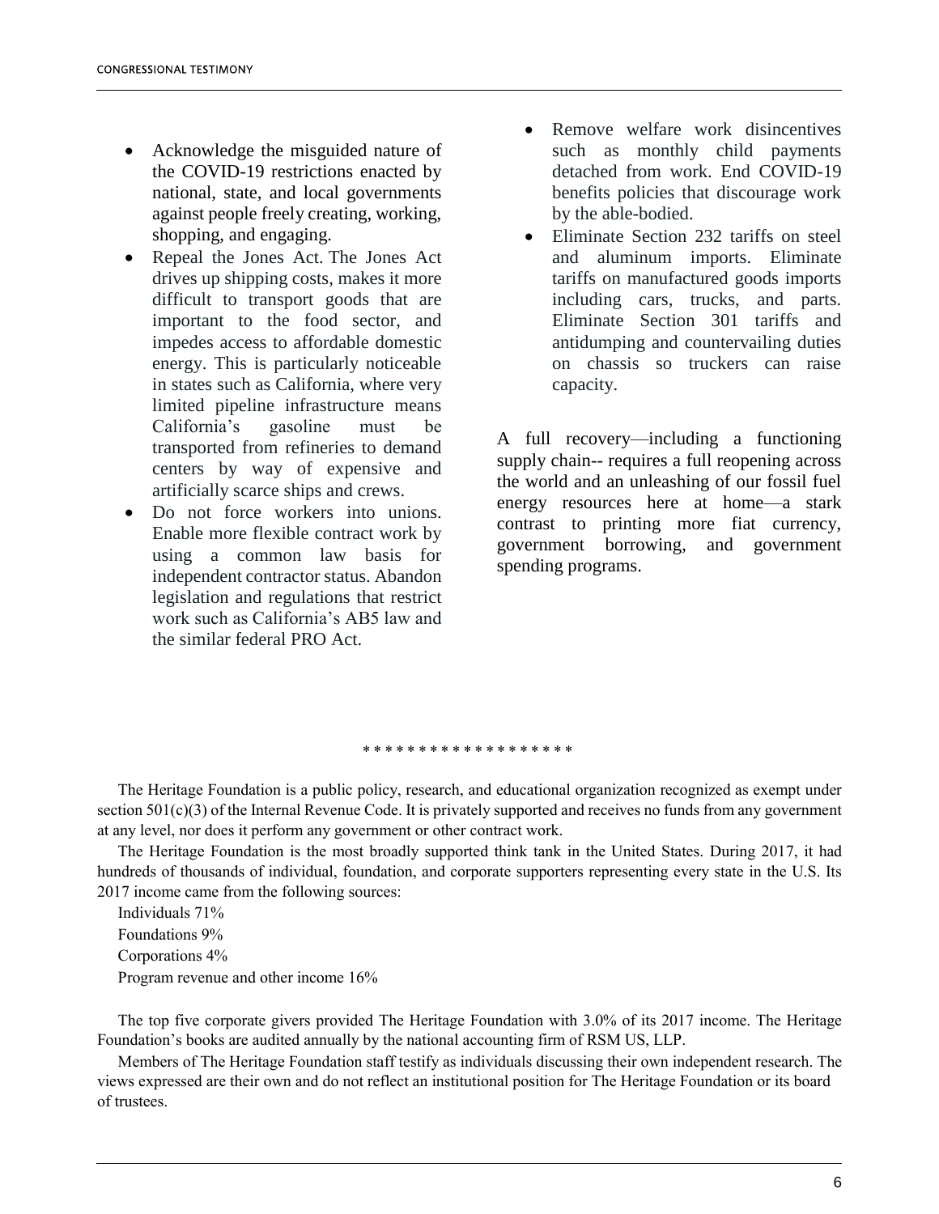- Acknowledge the misguided nature of the COVID-19 restrictions enacted by national, state, and local governments against people freely creating, working, shopping, and engaging.
- Repeal the Jones Act. The Jones Act drives up shipping costs, makes it more difficult to transport goods that are important to the food sector, and impedes access to affordable domestic energy. This is particularly noticeable in states such as California, where very limited pipeline infrastructure means California's gasoline must be transported from refineries to demand centers by way of expensive and artificially scarce ships and crews.
- Do not force workers into unions. Enable more flexible contract work by using a common law basis for independent contractor status. Abandon legislation and regulations that restrict work such as California's AB5 law and the similar federal PRO Act.
- Remove welfare work disincentives such as monthly child payments detached from work. End COVID-19 benefits policies that discourage work by the able-bodied.
- Eliminate Section 232 tariffs on steel and aluminum imports. Eliminate tariffs on manufactured goods imports including cars, trucks, and parts. Eliminate Section 301 tariffs and antidumping and countervailing duties on chassis so truckers can raise capacity.

A full recovery—including a functioning supply chain-- requires a full reopening across the world and an unleashing of our fossil fuel energy resources here at home—a stark contrast to printing more fiat currency, government borrowing, and government spending programs.

\* \* \* \* \* \* \* \* \* \* \* \* \* \* \* \* \* \* \*

The Heritage Foundation is a public policy, research, and educational organization recognized as exempt under section 501(c)(3) of the Internal Revenue Code. It is privately supported and receives no funds from any government at any level, nor does it perform any government or other contract work.

The Heritage Foundation is the most broadly supported think tank in the United States. During 2017, it had hundreds of thousands of individual, foundation, and corporate supporters representing every state in the U.S. Its 2017 income came from the following sources:

Individuals 71%

Foundations 9%

Corporations 4%

Program revenue and other income 16%

The top five corporate givers provided The Heritage Foundation with 3.0% of its 2017 income. The Heritage Foundation's books are audited annually by the national accounting firm of RSM US, LLP.

Members of The Heritage Foundation staff testify as individuals discussing their own independent research. The views expressed are their own and do not reflect an institutional position for The Heritage Foundation or its board of trustees.